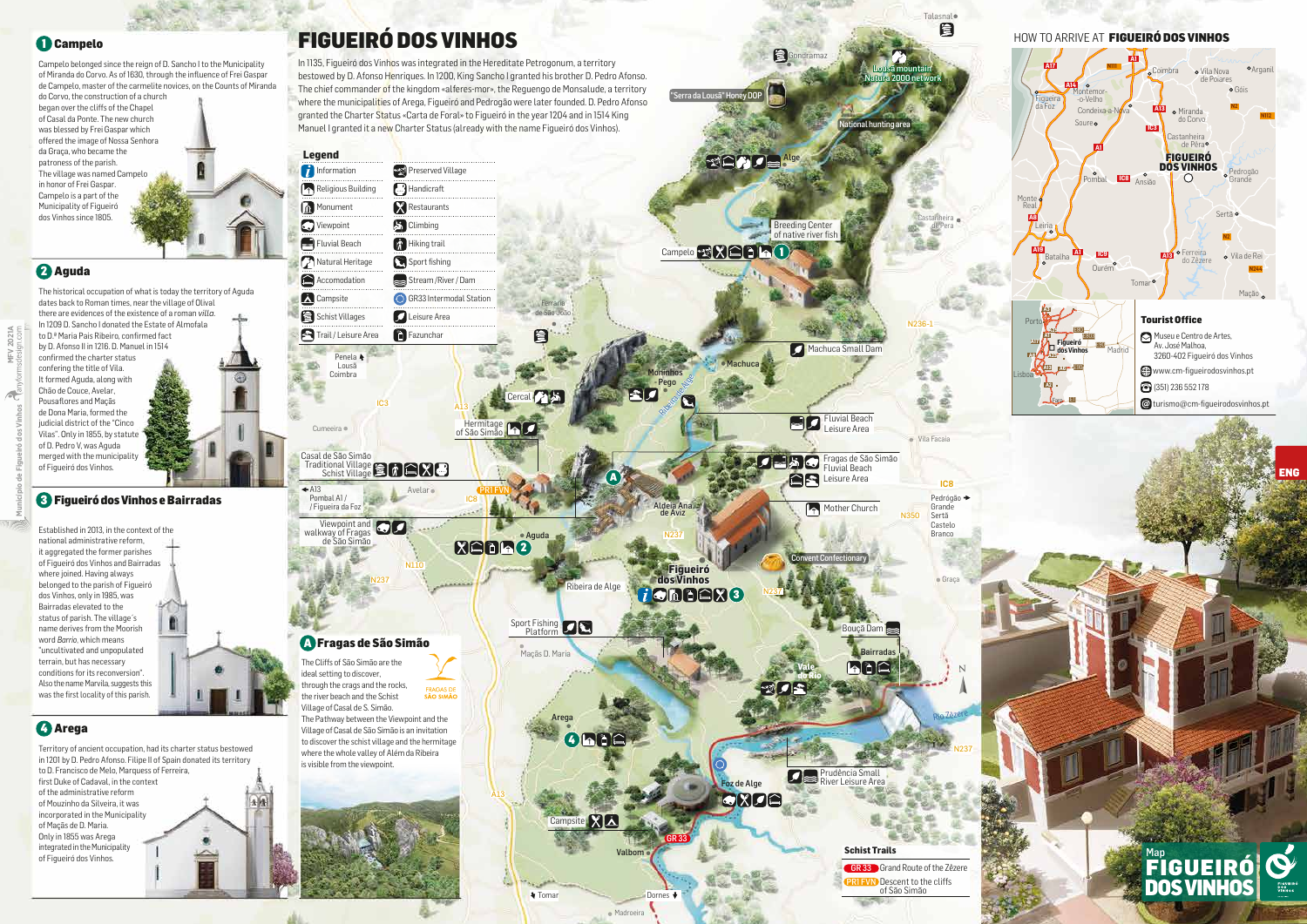# FIGUEIRÓ DOS VINHOS

In 1135, Figueiró dos Vinhos was integrated in the Hereditate Petrogonum, a territory bestowed by D. Afonso Henriques. In 1200, King Sancho I granted his brother D. Pedro Afonso. The chief commander of the kingdom «alferes-mor», the Reguengo de Monsalude, a territory where the municipalities of Arega, Figueiró and Pedrógão were later founded. D. Pedro Afonso granted the Charter Status «Carta de Foral» to Figueiró in the year 1204 and in 1514 King Manuel I granted it a new Charter Status (already with the name Figueiró dos Vinhos).

## 1 Campelo

Campelo belonged since the reign of D. Sancho I to the Municipality of Miranda do Corvo. As of 1630, through the influence of Frei Gaspar de Campelo, master of the carmelite novices, on the Counts of Miranda do Corvo, the construction of a church began over the cliffs of the Chapel of Casal da Ponte. The new church was blessed by Frei Gaspar which offered the image of Nossa Senhora da Graça, who became the patroness of the parish. The village was named Campelo in honor of Frei Gaspar. Campelo is a part of the Municipality of Figueiró dos Vinhos since 1805.

## 2 Aguda

The historical occupation of what is today the territory of Aguda dates back to Roman times, near the village of Olival there are evidences of the existence of a roman *villa*. In 1209 D. Sancho I donated the Estate of Almofala to D.ª Maria Pais Ribeiro, confirmed fact by D. Afonso II in 1216. D. Manuel in 1514 confirmed the charter status conferring the title of Vila. It formed Aguda, along with Chão de Couce, Avelar, Pousaflores and Maçãs de Dona Maria, formed the judicial district of the "Cinco Vilas". Only in 1855, by statute of D. Pedro V, was Aguda merged with the municipality of Figueiró dos Vinhos.

## 3 Figueiró dos Vinhos e Bairradas

Established in 2013, in the context of the national administrative reform, it aggregated the former parishes of Figueiró dos Vinhos and Bairradas where joined. Having always belonged to the parish of Figueiró dos Vinhos, only in 1985, was Bairradas elevated to the status of parish. The village´s name derives from the Moorish word *Barrio*, which means "uncultivated and unpopulated terrain, but has necessary conditions for its reconversion". Also the name Marvila, suggests this was the first locality of this parish.

## 4 Arega

Territory of ancient occupation, had its charter status bestowed in 1201 by D. Pedro Afonso. Filipe II of Spain donated its territory to D. Francisco de Melo, Marquess of Ferreira, first Duke of Cadaval, in the context of the administrative reform of Mouzinho da Silveira, it was incorporated in the Municipality of Maçãs de D. Maria. Only in 1855 was Arega integrated in the Municipality of Figueiró dos Vinhos.

## Legend

| | |
|---|---|
| Information | Preserved Village |
| Religious Building | Handicraft |
| Monument | Restaurants |
| Viewpoint | Climbing |
| Fluvial Beach | Hiking trail |
| Natural Heritage | Sport fishing |
| Accomodation | Stream / River / Dam |
| Campsite | GR33 Intermodal Station |
| Schist Villages | Leisure Area |
| Trail / Leisure Area | Fazunchar |

## A Fragas de São Simão

The Cliffs of São Simão are the ideal setting to discover, through the rough and the rocks, the river beach and the Schist Village of Casal de S. Simão. The Pathway between the Viewpoint and the Village of Casal de São Simão is an invitation to discover the schist village and the hermitage where the whole valley of Além da Ribeira is visible from the viewpoint.

Map labels: Talasnal, Candramaz, Lousã mountain Natura 2000 network, "Serra da Lousã" Honey DOP, National hunting area, Alge, Breeding Center of native river fish, Castanheira de Pera, Campelo 1, Ferraria de São João, N236-1, Machuca Small Dam, Machuca, Moninhos, Pego, Ribeira de Alge, Penela, Lousã, Coimbra, Cercal, IC3, A13, Cumeeira, Hermitage of São Simão, Fluvial Beach Leisure Area, Vila Facaia, Casal de São Simão Traditional Village Schist Village, Fragas de São Simão Fluvial Beach Leisure Area, IC8, A13 Pombal A1 / Figueira da Foz, Avelar, PR1 FVN, Aldeia Ana de Aviz, Mother Church, N350, Pedrógão Grande, Sertã, Castelo Branco, Viewpoint and walkway of Fragas de São Simão, Aguda 2, N237, Convent Confectionary, N110, Figueiró dos Vinhos 3, Graça, Ribeira de Alge, Sport Fishing Platform, Bouçã Dam, Maçãs D. Maria, Bairradas, Vale do Rio, Rio Zêzere, Arega 4, N237, Foz de Alge, Prudência Small River Leisure Area, Campsite, GR 33, Valbom, Tomar, Dornes, Madroeira.

## Schist Trails

- GR 33 Grand Route of the Zêzere
- PR1 FVN Descent to the cliffs of São Simão

## HOW TO ARRIVE AT FIGUEIRÓ DOS VINHOS

## Tourist Office

Museu e Centro de Artes,
Av. José Malhoa,
3260-402 Figueiró dos Vinhos

www.cm-figueirodosvinhos.pt

(351) 236 552 178

turismo@cm-figueirodosvinhos.pt

ENG

Map
FIGUEIRÓ DOS VINHOS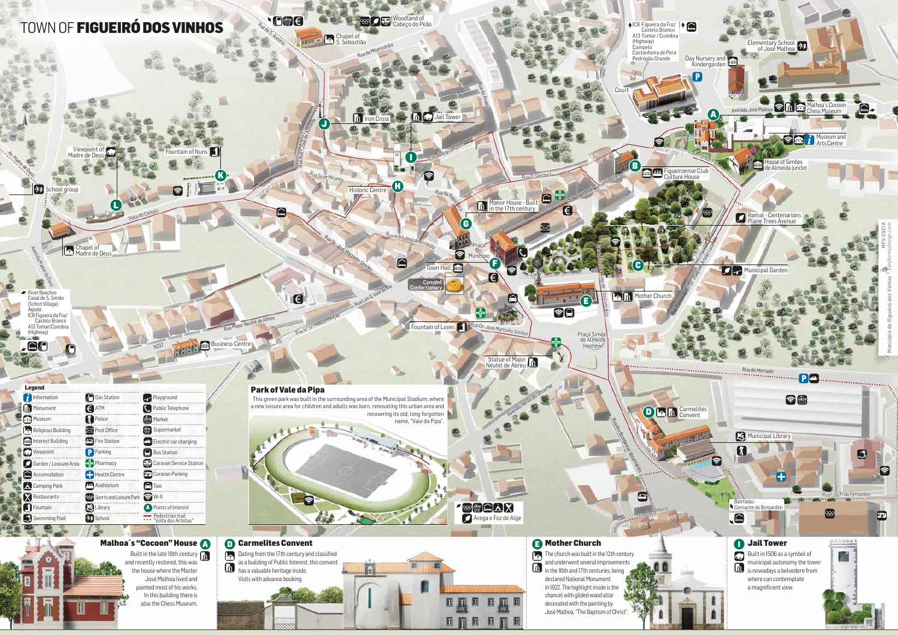# TOWN OF **FIGUEIRÓ DOS VINHOS**

## Legend

| | | |
|---|---|---|
| Information | Gas Station | Playground |
| Monument | ATM | Public Telephone |
| Museum | Police | Market |
| Religious Building | Post Office | Supermarket |
| Interest Building | Fire Station | Electric car charging |
| Viewpoint | Parking | Bus Station |
| Garden / Leasure Area | Pharmacy | Caravan Service Station |
| Accomodation | Health Centre | Caravan Parking |
| Camping Park | Auditorium | Taxi |
| Restaurants | Sports and Leisure Park | Wi-fi |
| Fountain | Library | Points of Interest |
| Swimming Pool | School | Pedestrian trail "Volta dos Artistas" |

A Malhoa's Cocoon Chess Museum
B Figueiroense Club Culture House
C Municipal Garden
D Carmelites Convent
E Mother Church
F Praça do Município
G Manor House - Built in the 17th century
H Historic Centre
I Jail Tower
J Iron Cross
K Fountain of Nuns
L Viewpoint of Madre de Deus

Chapel of S. Sebastião · Woodland of Cabeço do Peão · Court · Day Nursery and Kindergarden · Elementary School of José Malhoa · Museum and Arts Centre · House of Simões de Almeida (uncle) · Ramal - Centenarians Plane Trees Avenue · Town Hall · Convent Confectionary · Fountain of Loves · Statue of Major Neutel de Abreu · Praça Simões de Almeida (nephew) · Chapel of Madre de Deus · School group · Business Centre · Municipal Library · Arega e Foz de Alge · Bairradas Cernache do Bonjardim

IC8 Figueira da Foz/ Castelo Branco, A13 Tomar / Coimbra (Highway), Campelo, Castanheira de Pera, Pedrógão Grande

River Beaches, Casal de S. Simão (Schist Village), Aguda, IC8 Figueira da Foz/ Castelo Branco, A13 Tomar/Coimbra (Highway)

## Park of Vale da Pipa

This green park was built in the surrounding area of the Municipal Stadium, where a new leisure area for children and adults was born, renovating this urban area and recovering its old, long forgotten name, "Vale da Pipa".

## Malhoa's "Cocoon" House A

Built in the late 19th century and recently restored, this was the house where the Master José Malhoa lived and painted most of his works. In this building there is also the Chess Museum.

## D Carmelites Convent

Dating from the 17th century and classified as a building of Public Interest, this convent has a valuable heritage inside. Visits with advance booking.

## E Mother Church

The church was built in the 12th century and underwent several improvements in the 16th and 17th centuries, being declared National Monument in 1922. The highlight inside is the chancel with gilded wood altar decorated with the painting by José Malhoa, "The Baptism of Christ".

## I Jail Tower

Built in 1506 as a symbol of municipal autonomy the tower is nowadays a belvedere from where can contemplate a magnificent view.